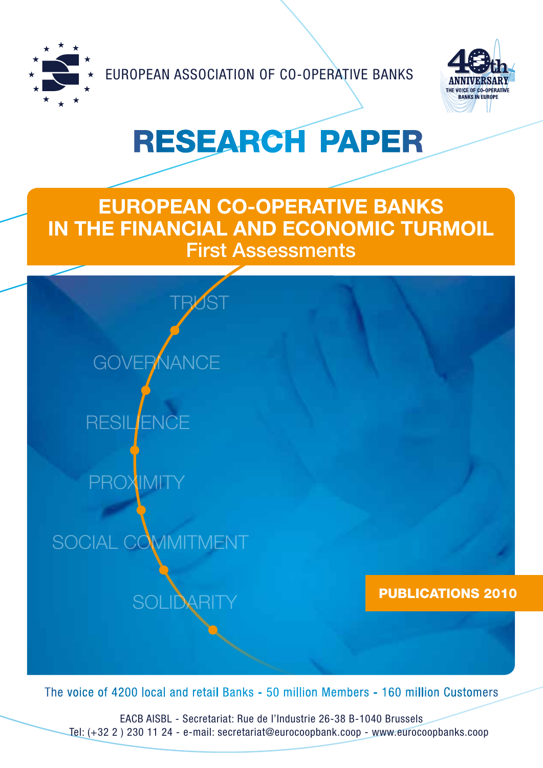EUROPEAN ASSOCIATION OF CO-OPERATIVE BANKS

40th ANNIVERSARY
THE VOICE OF CO-OPERATIVE BANKS IN EUROPE

# RESEARCH PAPER

## EUROPEAN CO-OPERATIVE BANKS IN THE FINANCIAL AND ECONOMIC TURMOIL

### First Assessments

TRUST

GOVERNANCE

RESILIENCE

PROXIMITY

SOCIAL COMMITMENT

SOLIDARITY

**PUBLICATIONS 2010**

The voice of 4200 local and retail Banks - 50 million Members - 160 million Customers

EACB AISBL - Secretariat: Rue de l'Industrie 26-38 B-1040 Brussels
Tel: (+32 2 ) 230 11 24 - e-mail: secretariat@eurocoopbank.coop - www.eurocoopbanks.coop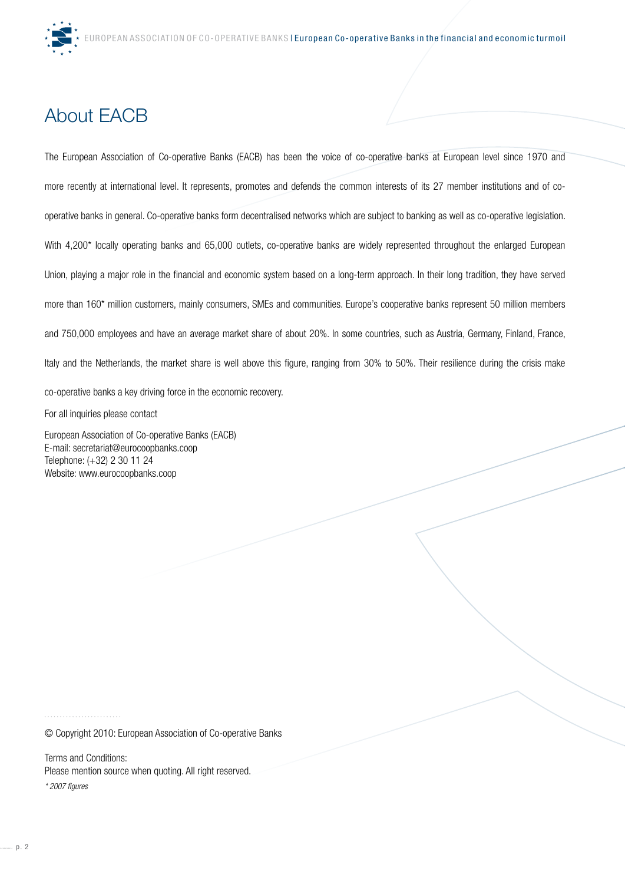# About EACB

The European Association of Co-operative Banks (EACB) has been the voice of co-operative banks at European level since 1970 and more recently at international level. It represents, promotes and defends the common interests of its 27 member institutions and of co-operative banks in general. Co-operative banks form decentralised networks which are subject to banking as well as co-operative legislation. With 4,200* locally operating banks and 65,000 outlets, co-operative banks are widely represented throughout the enlarged European Union, playing a major role in the financial and economic system based on a long-term approach. In their long tradition, they have served more than 160* million customers, mainly consumers, SMEs and communities. Europe's cooperative banks represent 50 million members and 750,000 employees and have an average market share of about 20%. In some countries, such as Austria, Germany, Finland, France, Italy and the Netherlands, the market share is well above this figure, ranging from 30% to 50%. Their resilience during the crisis make co-operative banks a key driving force in the economic recovery.

For all inquiries please contact

European Association of Co-operative Banks (EACB)
E-mail: secretariat@eurocoopbanks.coop
Telephone: (+32) 2 30 11 24
Website: www.eurocoopbanks.coop

© Copyright 2010: European Association of Co-operative Banks

Terms and Conditions:
Please mention source when quoting. All right reserved.

*\* 2007 figures*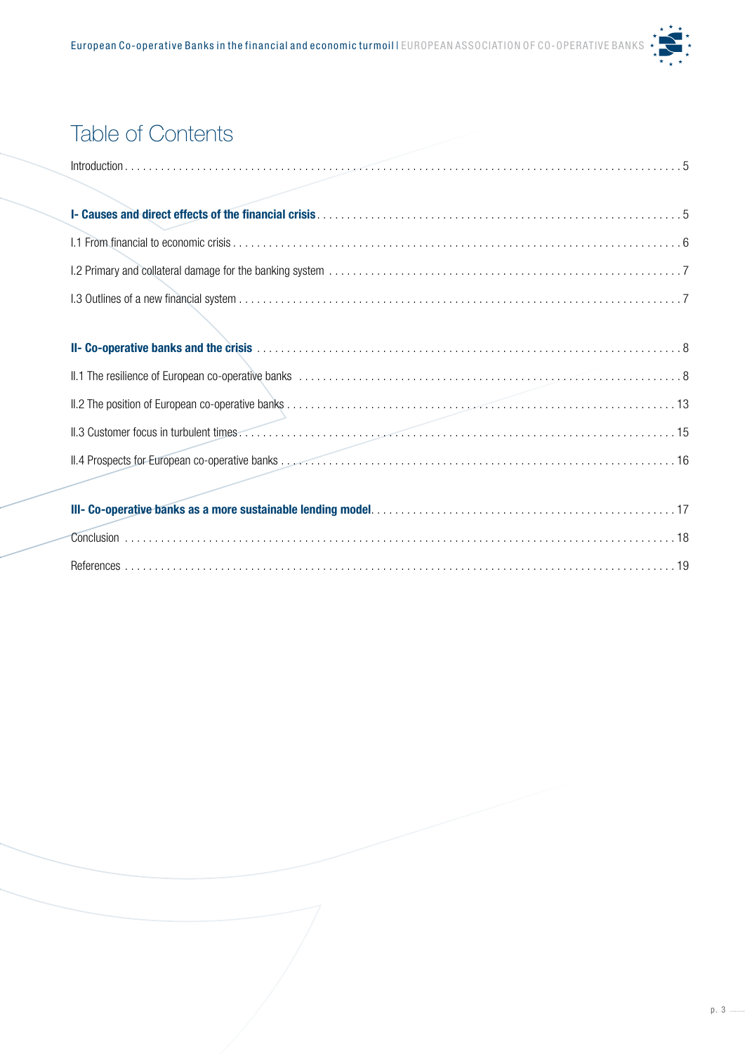# Table of Contents

Introduction . . . . . 5

**I- Causes and direct effects of the financial crisis** . . . . . 5

I.1 From financial to economic crisis . . . . . 6

I.2 Primary and collateral damage for the banking system . . . . . 7

I.3 Outlines of a new financial system . . . . . 7

**II- Co-operative banks and the crisis** . . . . . 8

II.1 The resilience of European co-operative banks . . . . . 8

II.2 The position of European co-operative banks . . . . . 13

II.3 Customer focus in turbulent times . . . . . 15

II.4 Prospects for European co-operative banks . . . . . 16

**III- Co-operative banks as a more sustainable lending model** . . . . . 17

Conclusion . . . . . 18

References . . . . . 19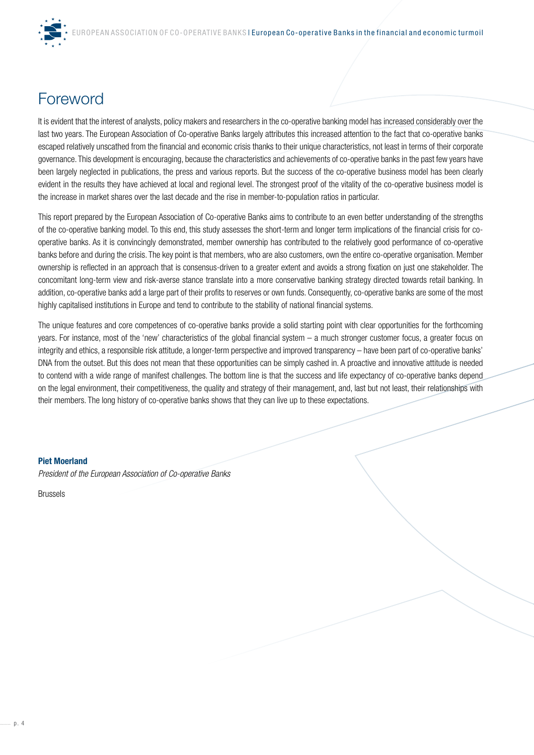# Foreword

It is evident that the interest of analysts, policy makers and researchers in the co-operative banking model has increased considerably over the last two years. The European Association of Co-operative Banks largely attributes this increased attention to the fact that co-operative banks escaped relatively unscathed from the financial and economic crisis thanks to their unique characteristics, not least in terms of their corporate governance. This development is encouraging, because the characteristics and achievements of co-operative banks in the past few years have been largely neglected in publications, the press and various reports. But the success of the co-operative business model has been clearly evident in the results they have achieved at local and regional level. The strongest proof of the vitality of the co-operative business model is the increase in market shares over the last decade and the rise in member-to-population ratios in particular.

This report prepared by the European Association of Co-operative Banks aims to contribute to an even better understanding of the strengths of the co-operative banking model. To this end, this study assesses the short-term and longer term implications of the financial crisis for co-operative banks. As it is convincingly demonstrated, member ownership has contributed to the relatively good performance of co-operative banks before and during the crisis. The key point is that members, who are also customers, own the entire co-operative organisation. Member ownership is reflected in an approach that is consensus-driven to a greater extent and avoids a strong fixation on just one stakeholder. The concomitant long-term view and risk-averse stance translate into a more conservative banking strategy directed towards retail banking. In addition, co-operative banks add a large part of their profits to reserves or own funds. Consequently, co-operative banks are some of the most highly capitalised institutions in Europe and tend to contribute to the stability of national financial systems.

The unique features and core competences of co-operative banks provide a solid starting point with clear opportunities for the forthcoming years. For instance, most of the 'new' characteristics of the global financial system – a much stronger customer focus, a greater focus on integrity and ethics, a responsible risk attitude, a longer-term perspective and improved transparency – have been part of co-operative banks' DNA from the outset. But this does not mean that these opportunities can be simply cashed in. A proactive and innovative attitude is needed to contend with a wide range of manifest challenges. The bottom line is that the success and life expectancy of co-operative banks depend on the legal environment, their competitiveness, the quality and strategy of their management, and, last but not least, their relationships with their members. The long history of co-operative banks shows that they can live up to these expectations.

**Piet Moerland**

*President of the European Association of Co-operative Banks*

Brussels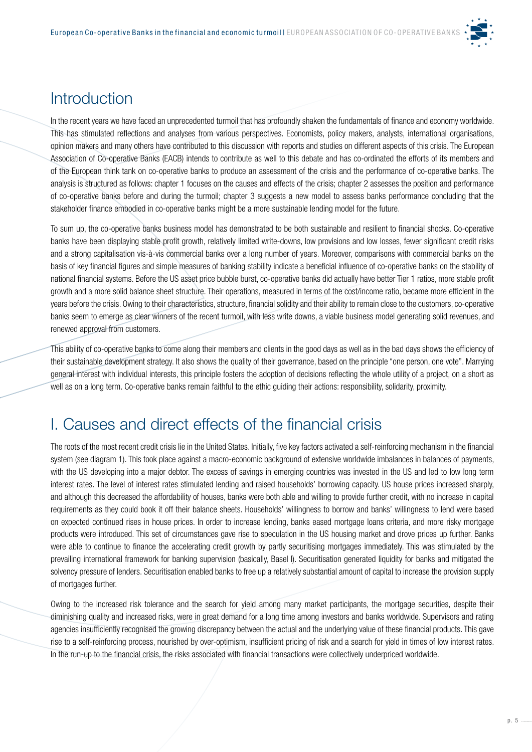# Introduction

In the recent years we have faced an unprecedented turmoil that has profoundly shaken the fundamentals of finance and economy worldwide. This has stimulated reflections and analyses from various perspectives. Economists, policy makers, analysts, international organisations, opinion makers and many others have contributed to this discussion with reports and studies on different aspects of this crisis. The European Association of Co-operative Banks (EACB) intends to contribute as well to this debate and has co-ordinated the efforts of its members and of the European think tank on co-operative banks to produce an assessment of the crisis and the performance of co-operative banks. The analysis is structured as follows: chapter 1 focuses on the causes and effects of the crisis; chapter 2 assesses the position and performance of co-operative banks before and during the turmoil; chapter 3 suggests a new model to assess banks performance concluding that the stakeholder finance embodied in co-operative banks might be a more sustainable lending model for the future.

To sum up, the co-operative banks business model has demonstrated to be both sustainable and resilient to financial shocks. Co-operative banks have been displaying stable profit growth, relatively limited write-downs, low provisions and low losses, fewer significant credit risks and a strong capitalisation vis-à-vis commercial banks over a long number of years. Moreover, comparisons with commercial banks on the basis of key financial figures and simple measures of banking stability indicate a beneficial influence of co-operative banks on the stability of national financial systems. Before the US asset price bubble burst, co-operative banks did actually have better Tier 1 ratios, more stable profit growth and a more solid balance sheet structure. Their operations, measured in terms of the cost/income ratio, became more efficient in the years before the crisis. Owing to their characteristics, structure, financial solidity and their ability to remain close to the customers, co-operative banks seem to emerge as clear winners of the recent turmoil, with less write downs, a viable business model generating solid revenues, and renewed approval from customers.

This ability of co-operative banks to come along their members and clients in the good days as well as in the bad days shows the efficiency of their sustainable development strategy. It also shows the quality of their governance, based on the principle "one person, one vote". Marrying general interest with individual interests, this principle fosters the adoption of decisions reflecting the whole utility of a project, on a short as well as on a long term. Co-operative banks remain faithful to the ethic guiding their actions: responsibility, solidarity, proximity.

# I. Causes and direct effects of the financial crisis

The roots of the most recent credit crisis lie in the United States. Initially, five key factors activated a self-reinforcing mechanism in the financial system (see diagram 1). This took place against a macro-economic background of extensive worldwide imbalances in balances of payments, with the US developing into a major debtor. The excess of savings in emerging countries was invested in the US and led to low long term interest rates. The level of interest rates stimulated lending and raised households' borrowing capacity. US house prices increased sharply, and although this decreased the affordability of houses, banks were both able and willing to provide further credit, with no increase in capital requirements as they could book it off their balance sheets. Households' willingness to borrow and banks' willingness to lend were based on expected continued rises in house prices. In order to increase lending, banks eased mortgage loans criteria, and more risky mortgage products were introduced. This set of circumstances gave rise to speculation in the US housing market and drove prices up further. Banks were able to continue to finance the accelerating credit growth by partly securitising mortgages immediately. This was stimulated by the prevailing international framework for banking supervision (basically, Basel I). Securitisation generated liquidity for banks and mitigated the solvency pressure of lenders. Securitisation enabled banks to free up a relatively substantial amount of capital to increase the provision supply of mortgages further.

Owing to the increased risk tolerance and the search for yield among many market participants, the mortgage securities, despite their diminishing quality and increased risks, were in great demand for a long time among investors and banks worldwide. Supervisors and rating agencies insufficiently recognised the growing discrepancy between the actual and the underlying value of these financial products. This gave rise to a self-reinforcing process, nourished by over-optimism, insufficient pricing of risk and a search for yield in times of low interest rates. In the run-up to the financial crisis, the risks associated with financial transactions were collectively underpriced worldwide.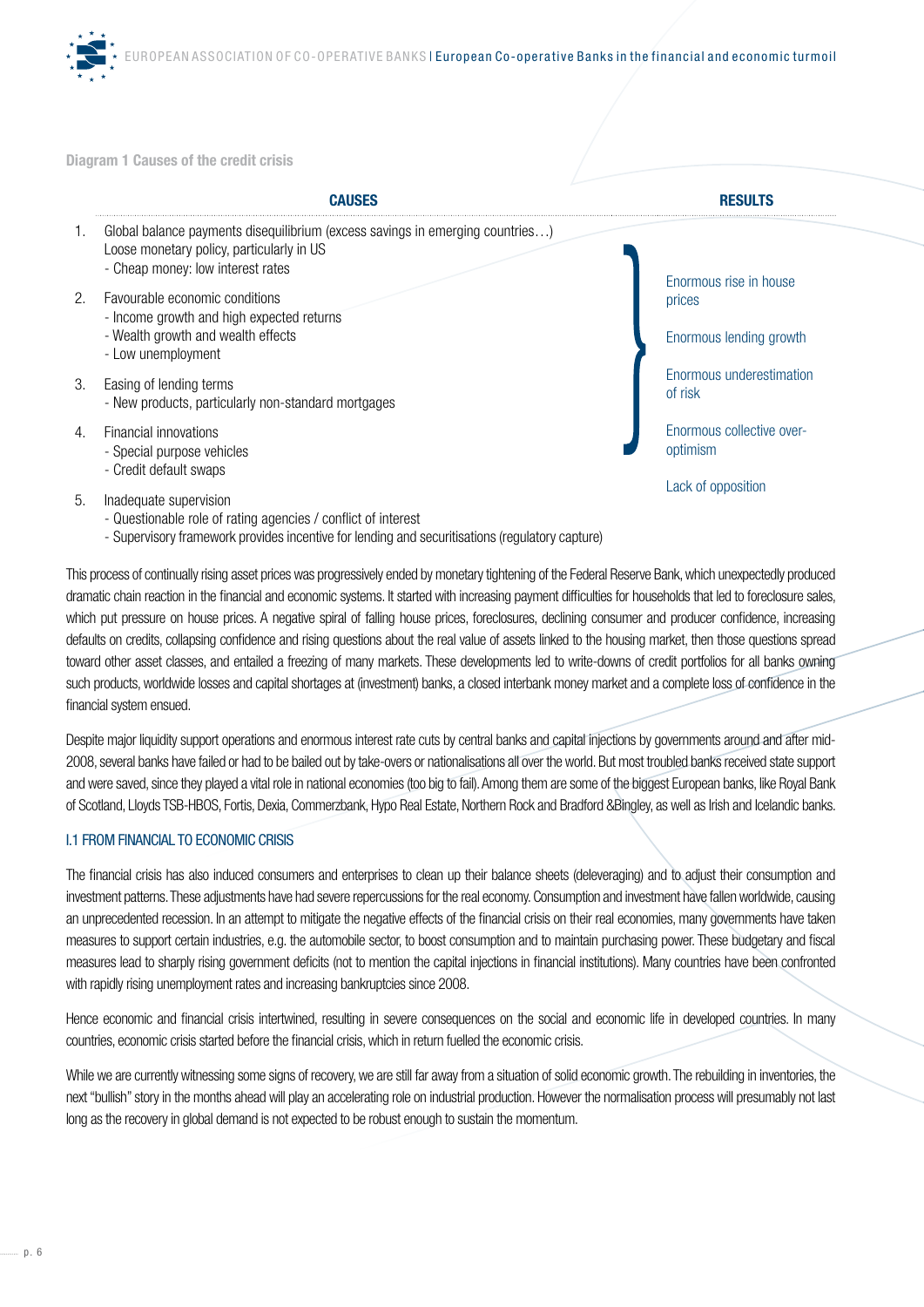**Diagram 1 Causes of the credit crisis**

| CAUSES | RESULTS |
| --- | --- |
| 1. Global balance payments disequilibrium (excess savings in emerging countries…)<br>Loose monetary policy, particularly in US<br>- Cheap money: low interest rates | Enormous rise in house prices |
| 2. Favourable economic conditions<br>- Income growth and high expected returns<br>- Wealth growth and wealth effects<br>- Low unemployment | Enormous lending growth |
| 3. Easing of lending terms<br>- New products, particularly non-standard mortgages | Enormous underestimation of risk |
| 4. Financial innovations<br>- Special purpose vehicles<br>- Credit default swaps | Enormous collective over-optimism |
| 5. Inadequate supervision<br>- Questionable role of rating agencies / conflict of interest<br>- Supervisory framework provides incentive for lending and securitisations (regulatory capture) | Lack of opposition |

This process of continually rising asset prices was progressively ended by monetary tightening of the Federal Reserve Bank, which unexpectedly produced dramatic chain reaction in the financial and economic systems. It started with increasing payment difficulties for households that led to foreclosure sales, which put pressure on house prices. A negative spiral of falling house prices, foreclosures, declining consumer and producer confidence, increasing defaults on credits, collapsing confidence and rising questions about the real value of assets linked to the housing market, then those questions spread toward other asset classes, and entailed a freezing of many markets. These developments led to write-downs of credit portfolios for all banks owning such products, worldwide losses and capital shortages at (investment) banks, a closed interbank money market and a complete loss of confidence in the financial system ensued.

Despite major liquidity support operations and enormous interest rate cuts by central banks and capital injections by governments around and after mid-2008, several banks have failed or had to be bailed out by take-overs or nationalisations all over the world. But most troubled banks received state support and were saved, since they played a vital role in national economies (too big to fail). Among them are some of the biggest European banks, like Royal Bank of Scotland, Lloyds TSB-HBOS, Fortis, Dexia, Commerzbank, Hypo Real Estate, Northern Rock and Bradford &Bingley, as well as Irish and Icelandic banks.

### I.1 FROM FINANCIAL TO ECONOMIC CRISIS

The financial crisis has also induced consumers and enterprises to clean up their balance sheets (deleveraging) and to adjust their consumption and investment patterns. These adjustments have had severe repercussions for the real economy. Consumption and investment have fallen worldwide, causing an unprecedented recession. In an attempt to mitigate the negative effects of the financial crisis on their real economies, many governments have taken measures to support certain industries, e.g. the automobile sector, to boost consumption and to maintain purchasing power. These budgetary and fiscal measures lead to sharply rising government deficits (not to mention the capital injections in financial institutions). Many countries have been confronted with rapidly rising unemployment rates and increasing bankruptcies since 2008.

Hence economic and financial crisis intertwined, resulting in severe consequences on the social and economic life in developed countries. In many countries, economic crisis started before the financial crisis, which in return fuelled the economic crisis.

While we are currently witnessing some signs of recovery, we are still far away from a situation of solid economic growth. The rebuilding in inventories, the next "bullish" story in the months ahead will play an accelerating role on industrial production. However the normalisation process will presumably not last long as the recovery in global demand is not expected to be robust enough to sustain the momentum.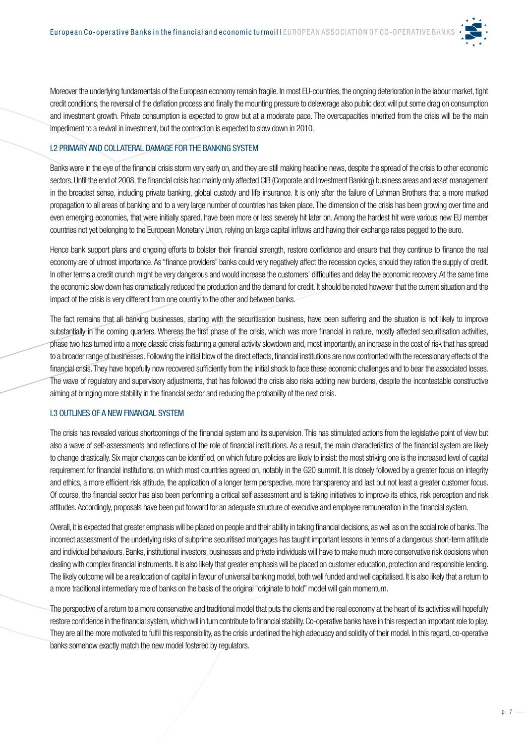Moreover the underlying fundamentals of the European economy remain fragile. In most EU-countries, the ongoing deterioration in the labour market, tight credit conditions, the reversal of the deflation process and finally the mounting pressure to deleverage also public debt will put some drag on consumption and investment growth. Private consumption is expected to grow but at a moderate pace. The overcapacities inherited from the crisis will be the main impediment to a revival in investment, but the contraction is expected to slow down in 2010.

## I.2 PRIMARY AND COLLATERAL DAMAGE FOR THE BANKING SYSTEM

Banks were in the eye of the financial crisis storm very early on, and they are still making headline news, despite the spread of the crisis to other economic sectors. Until the end of 2008, the financial crisis had mainly only affected CIB (Corporate and Investment Banking) business areas and asset management in the broadest sense, including private banking, global custody and life insurance. It is only after the failure of Lehman Brothers that a more marked propagation to all areas of banking and to a very large number of countries has taken place. The dimension of the crisis has been growing over time and even emerging economies, that were initially spared, have been more or less severely hit later on. Among the hardest hit were various new EU member countries not yet belonging to the European Monetary Union, relying on large capital inflows and having their exchange rates pegged to the euro.

Hence bank support plans and ongoing efforts to bolster their financial strength, restore confidence and ensure that they continue to finance the real economy are of utmost importance. As "finance providers" banks could very negatively affect the recession cycles, should they ration the supply of credit. In other terms a credit crunch might be very dangerous and would increase the customers' difficulties and delay the economic recovery. At the same time the economic slow down has dramatically reduced the production and the demand for credit. It should be noted however that the current situation and the impact of the crisis is very different from one country to the other and between banks.

The fact remains that all banking businesses, starting with the securitisation business, have been suffering and the situation is not likely to improve substantially in the coming quarters. Whereas the first phase of the crisis, which was more financial in nature, mostly affected securitisation activities, phase two has turned into a more classic crisis featuring a general activity slowdown and, most importantly, an increase in the cost of risk that has spread to a broader range of businesses. Following the initial blow of the direct effects, financial institutions are now confronted with the recessionary effects of the financial crisis. They have hopefully now recovered sufficiently from the initial shock to face these economic challenges and to bear the associated losses. The wave of regulatory and supervisory adjustments, that has followed the crisis also risks adding new burdens, despite the incontestable constructive aiming at bringing more stability in the financial sector and reducing the probability of the next crisis.

## I.3 OUTLINES OF A NEW FINANCIAL SYSTEM

The crisis has revealed various shortcomings of the financial system and its supervision. This has stimulated actions from the legislative point of view but also a wave of self-assessments and reflections of the role of financial institutions. As a result, the main characteristics of the financial system are likely to change drastically. Six major changes can be identified, on which future policies are likely to insist: the most striking one is the increased level of capital requirement for financial institutions, on which most countries agreed on, notably in the G20 summit. It is closely followed by a greater focus on integrity and ethics, a more efficient risk attitude, the application of a longer term perspective, more transparency and last but not least a greater customer focus. Of course, the financial sector has also been performing a critical self assessment and is taking initiatives to improve its ethics, risk perception and risk attitudes. Accordingly, proposals have been put forward for an adequate structure of executive and employee remuneration in the financial system.

Overall, it is expected that greater emphasis will be placed on people and their ability in taking financial decisions, as well as on the social role of banks. The incorrect assessment of the underlying risks of subprime securitised mortgages has taught important lessons in terms of a dangerous short-term attitude and individual behaviours. Banks, institutional investors, businesses and private individuals will have to make much more conservative risk decisions when dealing with complex financial instruments. It is also likely that greater emphasis will be placed on customer education, protection and responsible lending. The likely outcome will be a reallocation of capital in favour of universal banking model, both well funded and well capitalised. It is also likely that a return to a more traditional intermediary role of banks on the basis of the original "originate to hold" model will gain momentum.

The perspective of a return to a more conservative and traditional model that puts the clients and the real economy at the heart of its activities will hopefully restore confidence in the financial system, which will in turn contribute to financial stability. Co-operative banks have in this respect an important role to play. They are all the more motivated to fulfil this responsibility, as the crisis underlined the high adequacy and solidity of their model. In this regard, co-operative banks somehow exactly match the new model fostered by regulators.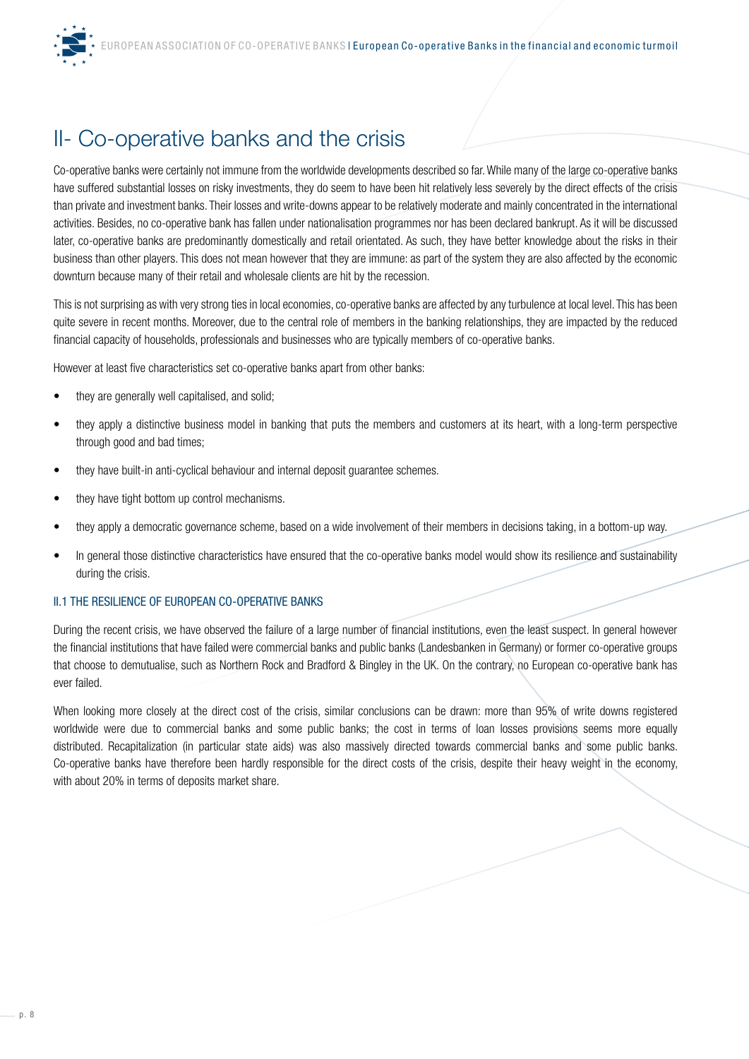# II- Co-operative banks and the crisis

Co-operative banks were certainly not immune from the worldwide developments described so far. While many of the large co-operative banks have suffered substantial losses on risky investments, they do seem to have been hit relatively less severely by the direct effects of the crisis than private and investment banks. Their losses and write-downs appear to be relatively moderate and mainly concentrated in the international activities. Besides, no co-operative bank has fallen under nationalisation programmes nor has been declared bankrupt. As it will be discussed later, co-operative banks are predominantly domestically and retail orientated. As such, they have better knowledge about the risks in their business than other players. This does not mean however that they are immune: as part of the system they are also affected by the economic downturn because many of their retail and wholesale clients are hit by the recession.

This is not surprising as with very strong ties in local economies, co-operative banks are affected by any turbulence at local level. This has been quite severe in recent months. Moreover, due to the central role of members in the banking relationships, they are impacted by the reduced financial capacity of households, professionals and businesses who are typically members of co-operative banks.

However at least five characteristics set co-operative banks apart from other banks:

- they are generally well capitalised, and solid;
- they apply a distinctive business model in banking that puts the members and customers at its heart, with a long-term perspective through good and bad times;
- they have built-in anti-cyclical behaviour and internal deposit guarantee schemes.
- they have tight bottom up control mechanisms.
- they apply a democratic governance scheme, based on a wide involvement of their members in decisions taking, in a bottom-up way.
- In general those distinctive characteristics have ensured that the co-operative banks model would show its resilience and sustainability during the crisis.

### II.1 THE RESILIENCE OF EUROPEAN CO-OPERATIVE BANKS

During the recent crisis, we have observed the failure of a large number of financial institutions, even the least suspect. In general however the financial institutions that have failed were commercial banks and public banks (Landesbanken in Germany) or former co-operative groups that choose to demutualise, such as Northern Rock and Bradford & Bingley in the UK. On the contrary, no European co-operative bank has ever failed.

When looking more closely at the direct cost of the crisis, similar conclusions can be drawn: more than 95% of write downs registered worldwide were due to commercial banks and some public banks; the cost in terms of loan losses provisions seems more equally distributed. Recapitalization (in particular state aids) was also massively directed towards commercial banks and some public banks. Co-operative banks have therefore been hardly responsible for the direct costs of the crisis, despite their heavy weight in the economy, with about 20% in terms of deposits market share.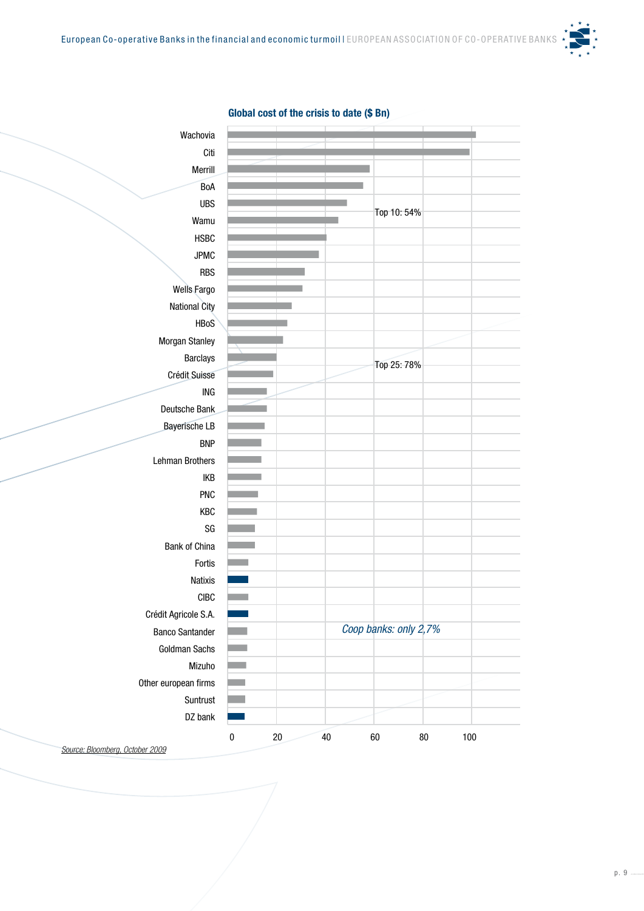**Global cost of the crisis to date ($ Bn)**

| Institution |
|---|
| Wachovia |
| Citi |
| Merrill |
| BoA |
| UBS |
| Wamu |
| HSBC |
| JPMC |
| RBS |
| Wells Fargo |
| National City |
| HBoS |
| Morgan Stanley |
| Barclays |
| Crédit Suisse |
| ING |
| Deutsche Bank |
| Bayerische LB |
| BNP |
| Lehman Brothers |
| IKB |
| PNC |
| KBC |
| SG |
| Bank of China |
| Fortis |
| Natixis |
| CIBC |
| Crédit Agricole S.A. |
| Banco Santander |
| Goldman Sachs |
| Mizuho |
| Other european firms |
| Suntrust |
| DZ bank |

Top 10: 54%

Top 25: 78%

*Coop banks: only 2,7%*

0 20 40 60 80 100

*Source: Bloomberg, October 2009*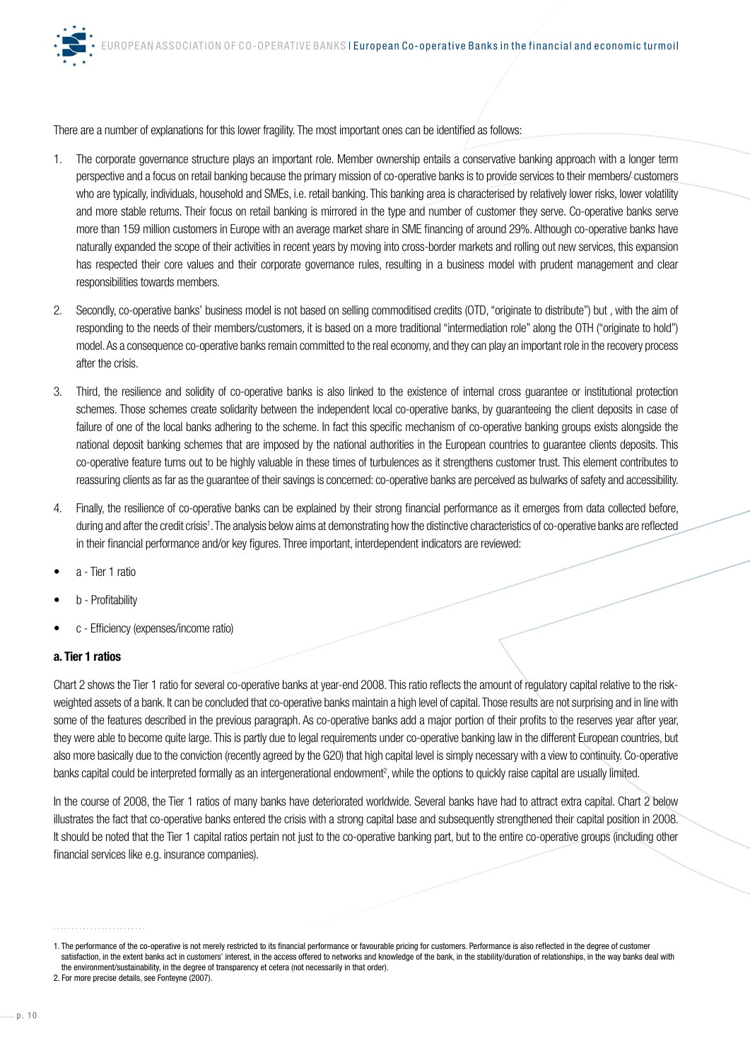There are a number of explanations for this lower fragility. The most important ones can be identified as follows:

1. The corporate governance structure plays an important role. Member ownership entails a conservative banking approach with a longer term perspective and a focus on retail banking because the primary mission of co-operative banks is to provide services to their members/ customers who are typically, individuals, household and SMEs, i.e. retail banking. This banking area is characterised by relatively lower risks, lower volatility and more stable returns. Their focus on retail banking is mirrored in the type and number of customer they serve. Co-operative banks serve more than 159 million customers in Europe with an average market share in SME financing of around 29%. Although co-operative banks have naturally expanded the scope of their activities in recent years by moving into cross-border markets and rolling out new services, this expansion has respected their core values and their corporate governance rules, resulting in a business model with prudent management and clear responsibilities towards members.

2. Secondly, co-operative banks' business model is not based on selling commoditised credits (OTD, "originate to distribute") but , with the aim of responding to the needs of their members/customers, it is based on a more traditional "intermediation role" along the OTH ("originate to hold") model. As a consequence co-operative banks remain committed to the real economy, and they can play an important role in the recovery process after the crisis.

3. Third, the resilience and solidity of co-operative banks is also linked to the existence of internal cross guarantee or institutional protection schemes. Those schemes create solidarity between the independent local co-operative banks, by guaranteeing the client deposits in case of failure of one of the local banks adhering to the scheme. In fact this specific mechanism of co-operative banking groups exists alongside the national deposit banking schemes that are imposed by the national authorities in the European countries to guarantee clients deposits. This co-operative feature turns out to be highly valuable in these times of turbulences as it strengthens customer trust. This element contributes to reassuring clients as far as the guarantee of their savings is concerned: co-operative banks are perceived as bulwarks of safety and accessibility.

4. Finally, the resilience of co-operative banks can be explained by their strong financial performance as it emerges from data collected before, during and after the credit crisis[1]. The analysis below aims at demonstrating how the distinctive characteristics of co-operative banks are reflected in their financial performance and/or key figures. Three important, interdependent indicators are reviewed:

- a - Tier 1 ratio
- b - Profitability
- c - Efficiency (expenses/income ratio)

**a. Tier 1 ratios**

Chart 2 shows the Tier 1 ratio for several co-operative banks at year-end 2008. This ratio reflects the amount of regulatory capital relative to the risk-weighted assets of a bank. It can be concluded that co-operative banks maintain a high level of capital. Those results are not surprising and in line with some of the features described in the previous paragraph. As co-operative banks add a major portion of their profits to the reserves year after year, they were able to become quite large. This is partly due to legal requirements under co-operative banking law in the different European countries, but also more basically due to the conviction (recently agreed by the G20) that high capital level is simply necessary with a view to continuity. Co-operative banks capital could be interpreted formally as an intergenerational endowment[2], while the options to quickly raise capital are usually limited.

In the course of 2008, the Tier 1 ratios of many banks have deteriorated worldwide. Several banks have had to attract extra capital. Chart 2 below illustrates the fact that co-operative banks entered the crisis with a strong capital base and subsequently strengthened their capital position in 2008. It should be noted that the Tier 1 capital ratios pertain not just to the co-operative banking part, but to the entire co-operative groups (including other financial services like e.g. insurance companies).

1. The performance of the co-operative is not merely restricted to its financial performance or favourable pricing for customers. Performance is also reflected in the degree of customer satisfaction, in the extent banks act in customers' interest, in the access offered to networks and knowledge of the bank, in the stability/duration of relationships, in the way banks deal with the environment/sustainability, in the degree of transparency et cetera (not necessarily in that order).

2. For more precise details, see Fonteyne (2007).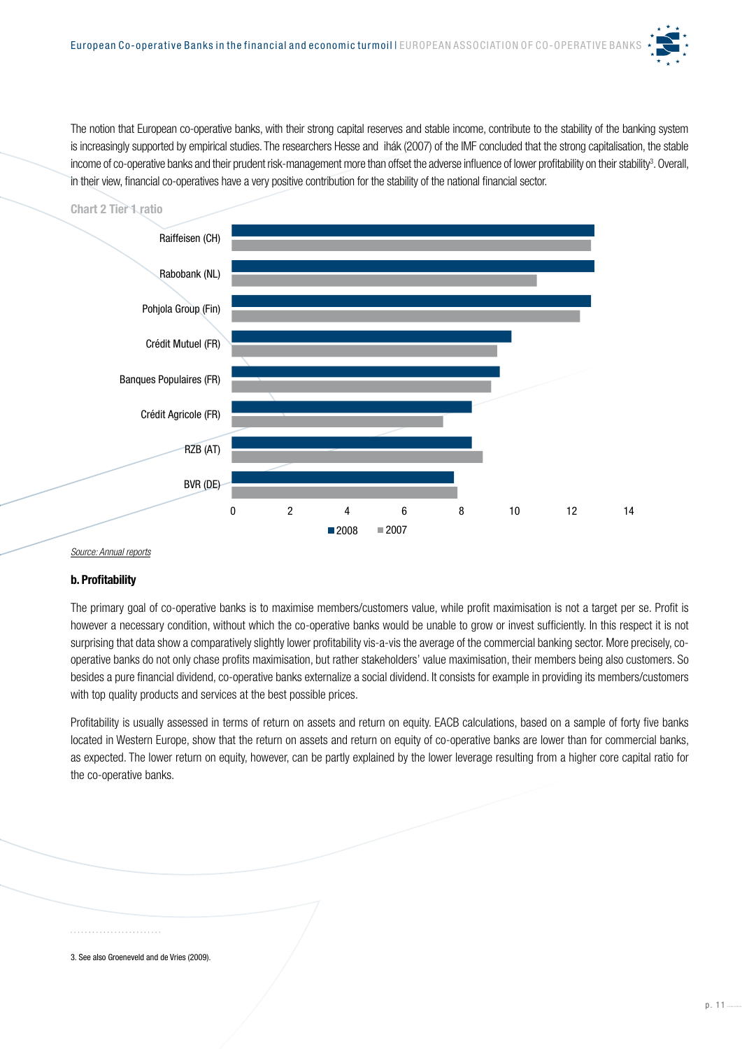The notion that European co-operative banks, with their strong capital reserves and stable income, contribute to the stability of the banking system is increasingly supported by empirical studies. The researchers Hesse and ihák (2007) of the IMF concluded that the strong capitalisation, the stable income of co-operative banks and their prudent risk-management more than offset the adverse influence of lower profitability on their stability[3]. Overall, in their view, financial co-operatives have a very positive contribution for the stability of the national financial sector.

**Chart 2 Tier 1 ratio**

| Bank | 2008 | 2007 |
|---|---|---|
| Raiffeisen (CH) | ~12.7 | ~12.6 |
| Rabobank (NL) | ~12.7 | ~10.7 |
| Pohjola Group (Fin) | ~12.6 | ~12.2 |
| Crédit Mutuel (FR) | ~9.8 | ~9.3 |
| Banques Populaires (FR) | ~9.4 | ~9.1 |
| Crédit Agricole (FR) | ~8.4 | ~7.4 |
| RZB (AT) | ~8.4 | ~8.8 |
| BVR (DE) | ~7.8 | ~7.9 |

*Source: Annual reports*

### b. Profitability

The primary goal of co-operative banks is to maximise members/customers value, while profit maximisation is not a target per se. Profit is however a necessary condition, without which the co-operative banks would be unable to grow or invest sufficiently. In this respect it is not surprising that data show a comparatively slightly lower profitability vis-a-vis the average of the commercial banking sector. More precisely, co-operative banks do not only chase profits maximisation, but rather stakeholders' value maximisation, their members being also customers. So besides a pure financial dividend, co-operative banks externalize a social dividend. It consists for example in providing its members/customers with top quality products and services at the best possible prices.

Profitability is usually assessed in terms of return on assets and return on equity. EACB calculations, based on a sample of forty five banks located in Western Europe, show that the return on assets and return on equity of co-operative banks are lower than for commercial banks, as expected. The lower return on equity, however, can be partly explained by the lower leverage resulting from a higher core capital ratio for the co-operative banks.

3. See also Groeneveld and de Vries (2009).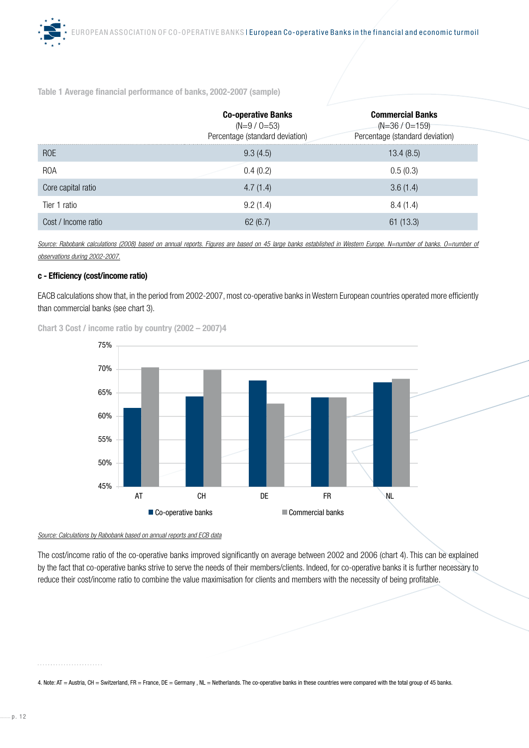Table 1 Average financial performance of banks, 2002-2007 (sample)

| | Co-operative Banks (N=9 / O=53) Percentage (standard deviation) | Commercial Banks (N=36 / O=159) Percentage (standard deviation) |
|---|---|---|
| ROE | 9.3 (4.5) | 13.4 (8.5) |
| ROA | 0.4 (0.2) | 0.5 (0.3) |
| Core capital ratio | 4.7 (1.4) | 3.6 (1.4) |
| Tier 1 ratio | 9.2 (1.4) | 8.4 (1.4) |
| Cost / Income ratio | 62 (6.7) | 61 (13.3) |

*Source: Rabobank calculations (2008) based on annual reports. Figures are based on 45 large banks established in Western Europe. N=number of banks. O=number of observations during 2002-2007.*

**c - Efficiency (cost/income ratio)**

EACB calculations show that, in the period from 2002-2007, most co-operative banks in Western European countries operated more efficiently than commercial banks (see chart 3).

Chart 3 Cost / income ratio by country (2002 – 2007)[4]

*Source: Calculations by Rabobank based on annual reports and ECB data*

The cost/income ratio of the co-operative banks improved significantly on average between 2002 and 2006 (chart 4). This can be explained by the fact that co-operative banks strive to serve the needs of their members/clients. Indeed, for co-operative banks it is further necessary to reduce their cost/income ratio to combine the value maximisation for clients and members with the necessity of being profitable.

4. Note: AT = Austria, CH = Switzerland, FR = France, DE = Germany , NL = Netherlands. The co-operative banks in these countries were compared with the total group of 45 banks.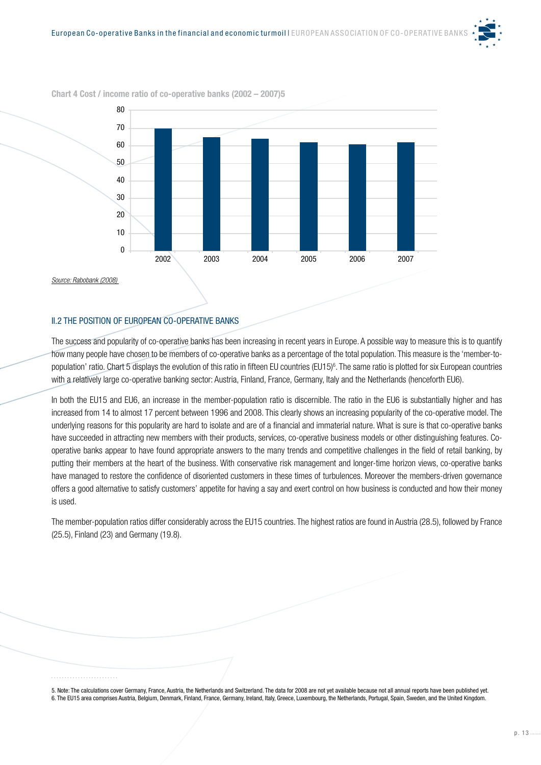Chart 4 Cost / income ratio of co-operative banks (2002 – 2007)5

*Source: Rabobank (2008)*

## II.2 THE POSITION OF EUROPEAN CO-OPERATIVE BANKS

The success and popularity of co-operative banks has been increasing in recent years in Europe. A possible way to measure this is to quantify how many people have chosen to be members of co-operative banks as a percentage of the total population. This measure is the 'member-to-population' ratio. Chart 5 displays the evolution of this ratio in fifteen EU countries (EU15)[6]. The same ratio is plotted for six European countries with a relatively large co-operative banking sector: Austria, Finland, France, Germany, Italy and the Netherlands (henceforth EU6).

In both the EU15 and EU6, an increase in the member-population ratio is discernible. The ratio in the EU6 is substantially higher and has increased from 14 to almost 17 percent between 1996 and 2008. This clearly shows an increasing popularity of the co-operative model. The underlying reasons for this popularity are hard to isolate and are of a financial and immaterial nature. What is sure is that co-operative banks have succeeded in attracting new members with their products, services, co-operative business models or other distinguishing features. Co-operative banks appear to have found appropriate answers to the many trends and competitive challenges in the field of retail banking, by putting their members at the heart of the business. With conservative risk management and longer-time horizon views, co-operative banks have managed to restore the confidence of disoriented customers in these times of turbulences. Moreover the members-driven governance offers a good alternative to satisfy customers' appetite for having a say and exert control on how business is conducted and how their money is used.

The member-population ratios differ considerably across the EU15 countries. The highest ratios are found in Austria (28.5), followed by France (25.5), Finland (23) and Germany (19.8).

5. Note: The calculations cover Germany, France, Austria, the Netherlands and Switzerland. The data for 2008 are not yet available because not all annual reports have been published yet.
6. The EU15 area comprises Austria, Belgium, Denmark, Finland, France, Germany, Ireland, Italy, Greece, Luxembourg, the Netherlands, Portugal, Spain, Sweden, and the United Kingdom.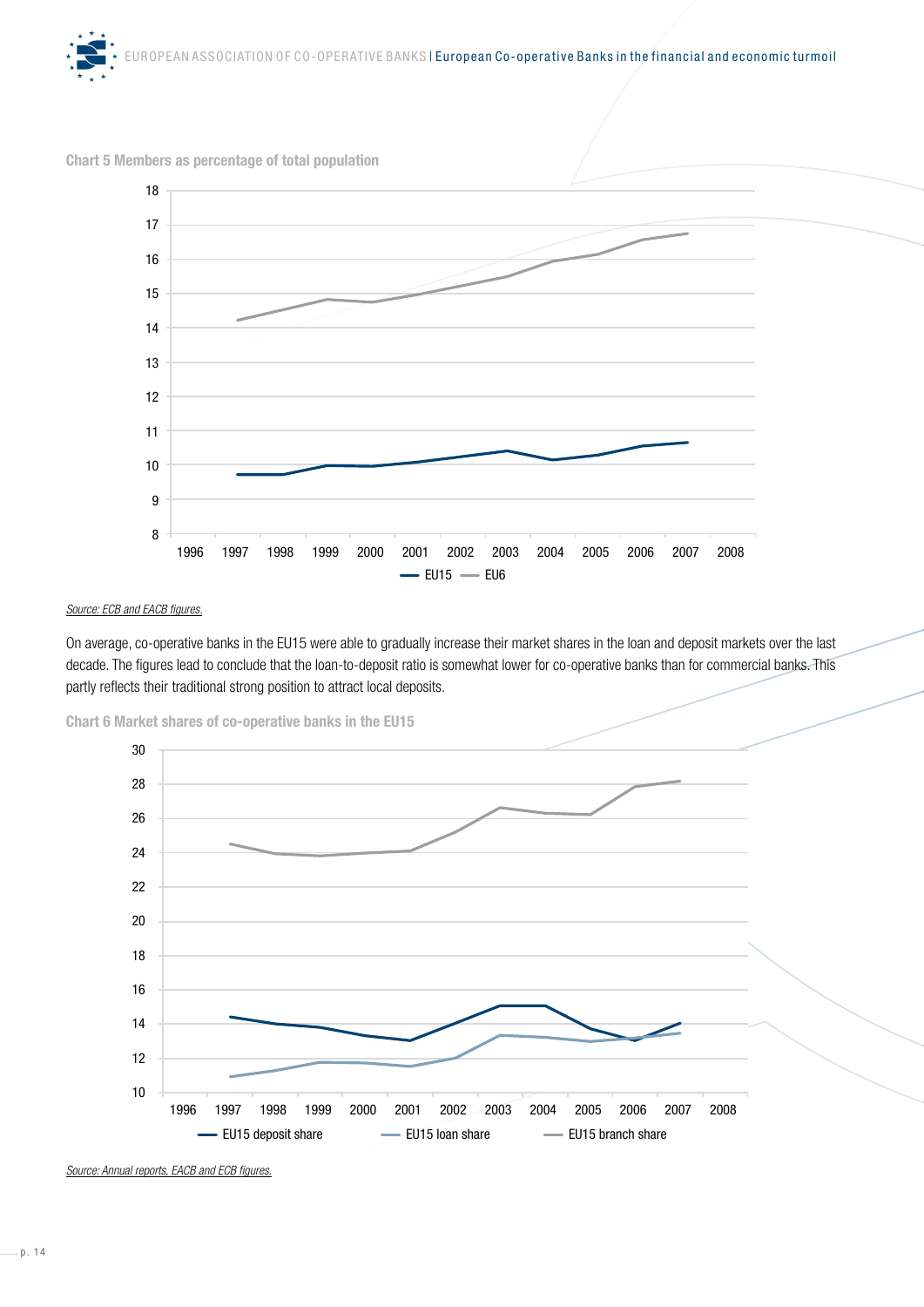**Chart 5 Members as percentage of total population**

*Source: ECB and EACB figures.*

On average, co-operative banks in the EU15 were able to gradually increase their market shares in the loan and deposit markets over the last decade. The figures lead to conclude that the loan-to-deposit ratio is somewhat lower for co-operative banks than for commercial banks. This partly reflects their traditional strong position to attract local deposits.

**Chart 6 Market shares of co-operative banks in the EU15**

*Source: Annual reports, EACB and ECB figures.*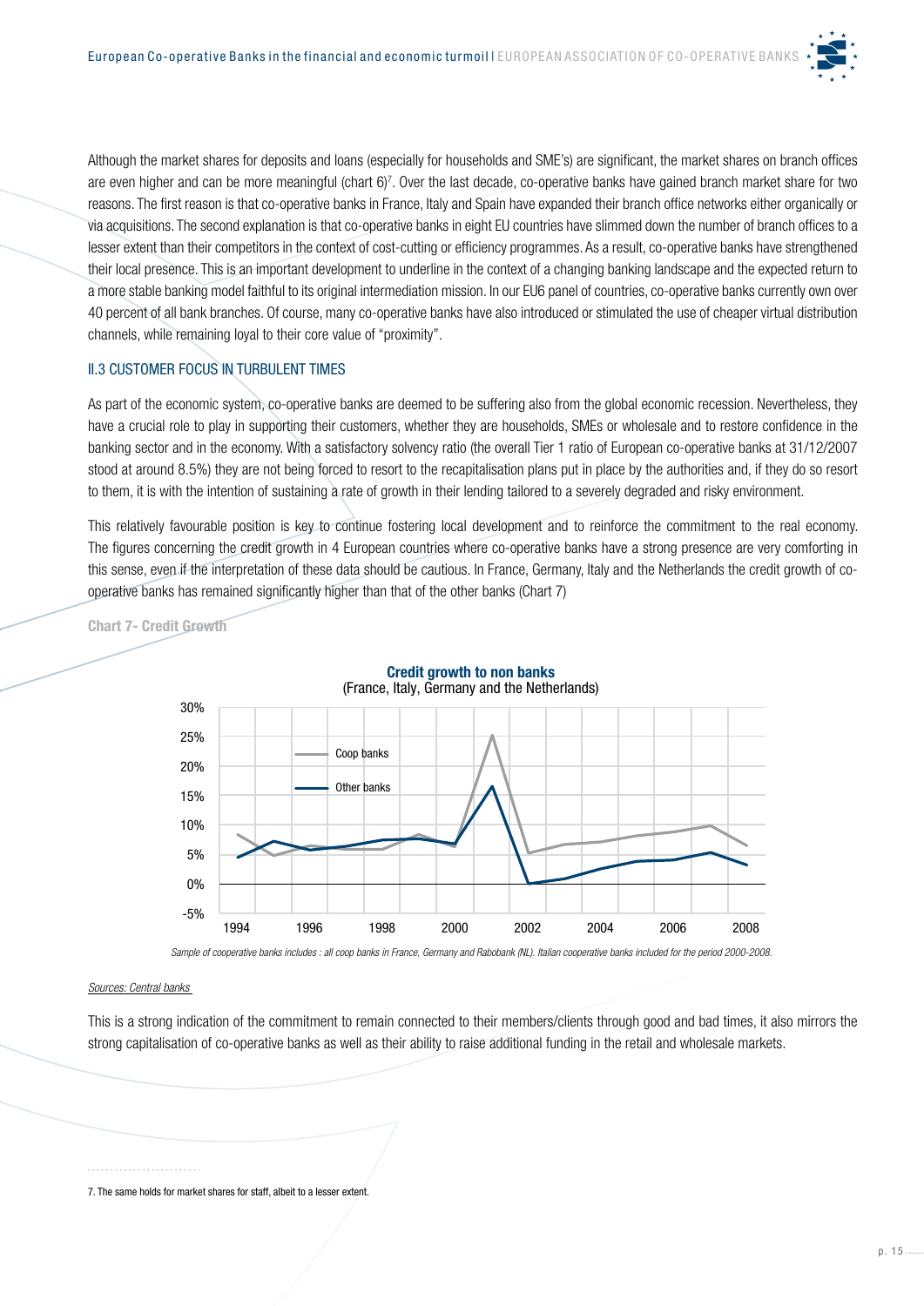Although the market shares for deposits and loans (especially for households and SME's) are significant, the market shares on branch offices are even higher and can be more meaningful (chart 6)[7]. Over the last decade, co-operative banks have gained branch market share for two reasons. The first reason is that co-operative banks in France, Italy and Spain have expanded their branch office networks either organically or via acquisitions. The second explanation is that co-operative banks in eight EU countries have slimmed down the number of branch offices to a lesser extent than their competitors in the context of cost-cutting or efficiency programmes. As a result, co-operative banks have strengthened their local presence. This is an important development to underline in the context of a changing banking landscape and the expected return to a more stable banking model faithful to its original intermediation mission. In our EU6 panel of countries, co-operative banks currently own over 40 percent of all bank branches. Of course, many co-operative banks have also introduced or stimulated the use of cheaper virtual distribution channels, while remaining loyal to their core value of "proximity".

## II.3 CUSTOMER FOCUS IN TURBULENT TIMES

As part of the economic system, co-operative banks are deemed to be suffering also from the global economic recession. Nevertheless, they have a crucial role to play in supporting their customers, whether they are households, SMEs or wholesale and to restore confidence in the banking sector and in the economy. With a satisfactory solvency ratio (the overall Tier 1 ratio of European co-operative banks at 31/12/2007 stood at around 8.5%) they are not being forced to resort to the recapitalisation plans put in place by the authorities and, if they do so resort to them, it is with the intention of sustaining a rate of growth in their lending tailored to a severely degraded and risky environment.

This relatively favourable position is key to continue fostering local development and to reinforce the commitment to the real economy. The figures concerning the credit growth in 4 European countries where co-operative banks have a strong presence are very comforting in this sense, even if the interpretation of these data should be cautious. In France, Germany, Italy and the Netherlands the credit growth of co-operative banks has remained significantly higher than that of the other banks (Chart 7)

**Chart 7- Credit Growth**

**Credit growth to non banks**
(France, Italy, Germany and the Netherlands)

*Sample of cooperative banks includes : all coop banks in France, Germany and Rabobank (NL). Italian cooperative banks included for the period 2000-2008.*

*Sources: Central banks*

This is a strong indication of the commitment to remain connected to their members/clients through good and bad times, it also mirrors the strong capitalisation of co-operative banks as well as their ability to raise additional funding in the retail and wholesale markets.

7. The same holds for market shares for staff, albeit to a lesser extent.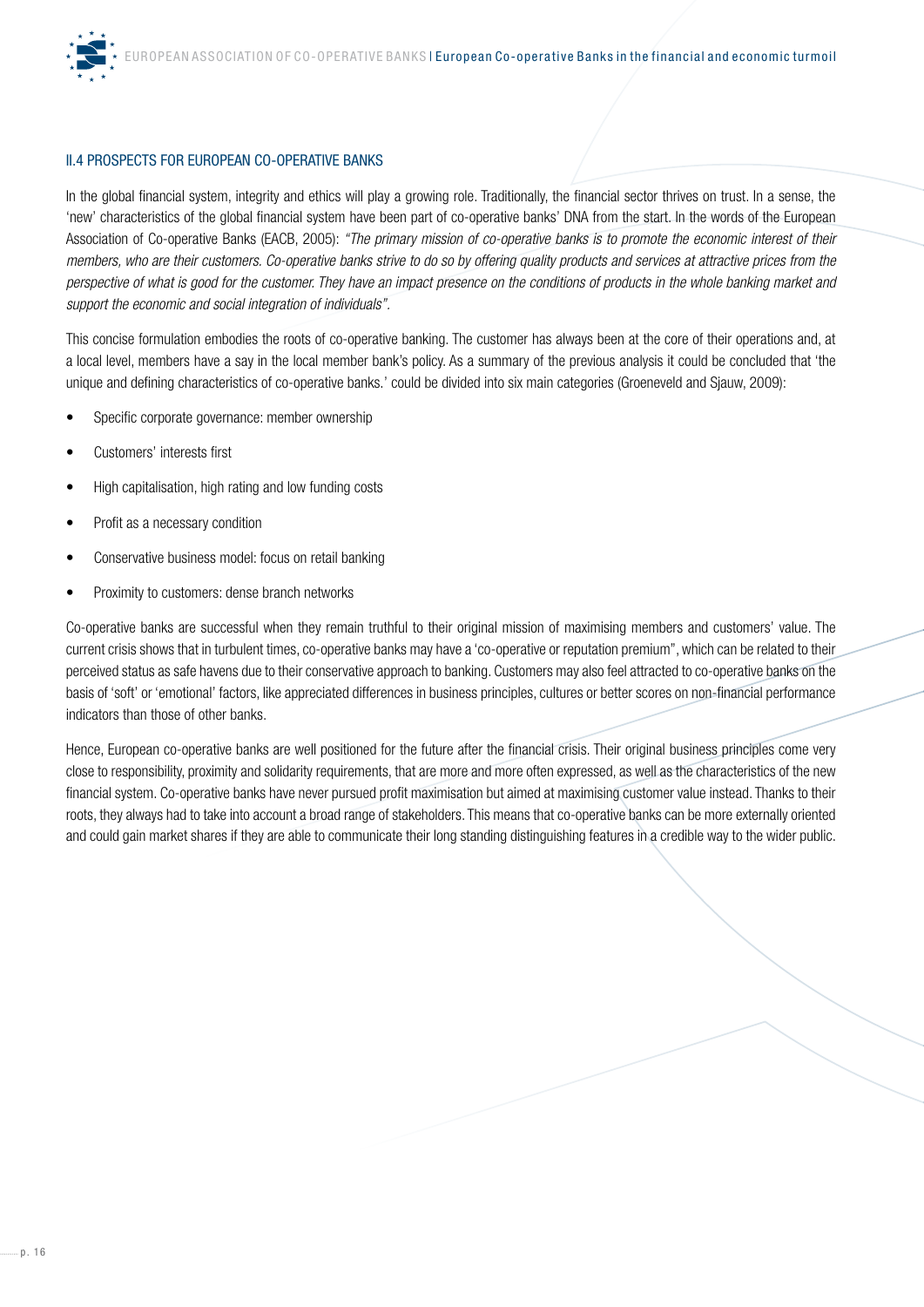## II.4 PROSPECTS FOR EUROPEAN CO-OPERATIVE BANKS

In the global financial system, integrity and ethics will play a growing role. Traditionally, the financial sector thrives on trust. In a sense, the 'new' characteristics of the global financial system have been part of co-operative banks' DNA from the start. In the words of the European Association of Co-operative Banks (EACB, 2005): *"The primary mission of co-operative banks is to promote the economic interest of their members, who are their customers. Co-operative banks strive to do so by offering quality products and services at attractive prices from the perspective of what is good for the customer. They have an impact presence on the conditions of products in the whole banking market and support the economic and social integration of individuals"*.

This concise formulation embodies the roots of co-operative banking. The customer has always been at the core of their operations and, at a local level, members have a say in the local member bank's policy. As a summary of the previous analysis it could be concluded that 'the unique and defining characteristics of co-operative banks.' could be divided into six main categories (Groeneveld and Sjauw, 2009):

- Specific corporate governance: member ownership
- Customers' interests first
- High capitalisation, high rating and low funding costs
- Profit as a necessary condition
- Conservative business model: focus on retail banking
- Proximity to customers: dense branch networks

Co-operative banks are successful when they remain truthful to their original mission of maximising members and customers' value. The current crisis shows that in turbulent times, co-operative banks may have a 'co-operative or reputation premium", which can be related to their perceived status as safe havens due to their conservative approach to banking. Customers may also feel attracted to co-operative banks on the basis of 'soft' or 'emotional' factors, like appreciated differences in business principles, cultures or better scores on non-financial performance indicators than those of other banks.

Hence, European co-operative banks are well positioned for the future after the financial crisis. Their original business principles come very close to responsibility, proximity and solidarity requirements, that are more and more often expressed, as well as the characteristics of the new financial system. Co-operative banks have never pursued profit maximisation but aimed at maximising customer value instead. Thanks to their roots, they always had to take into account a broad range of stakeholders. This means that co-operative banks can be more externally oriented and could gain market shares if they are able to communicate their long standing distinguishing features in a credible way to the wider public.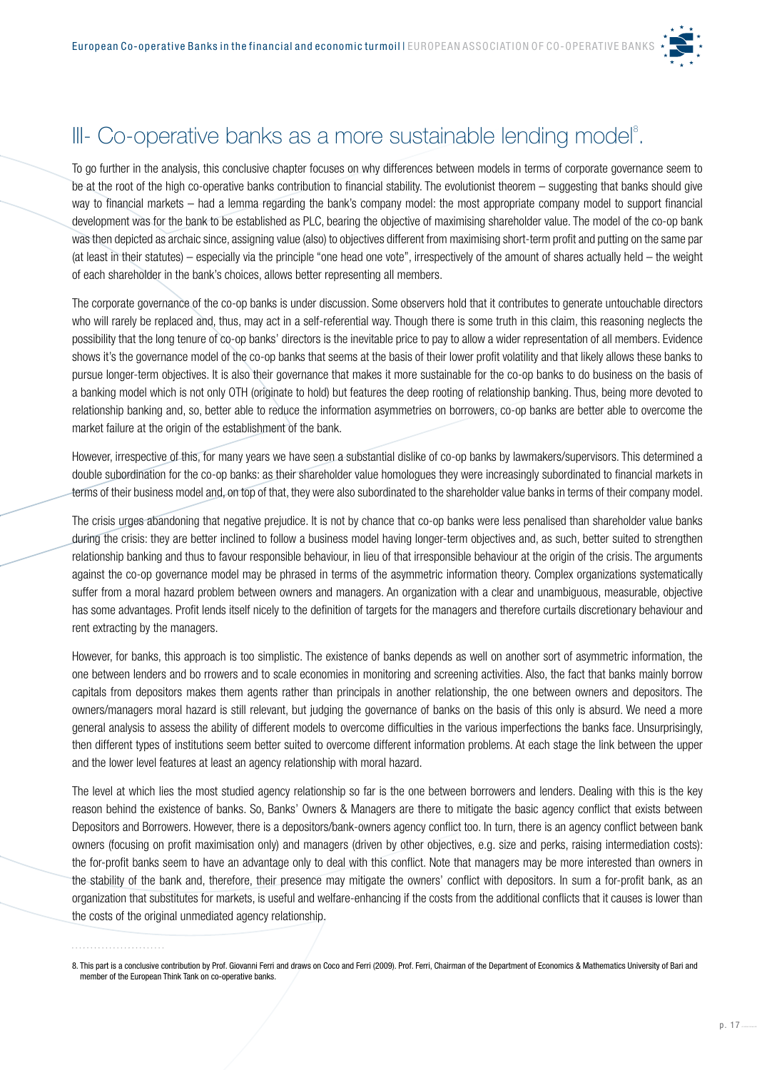# III- Co-operative banks as a more sustainable lending model[8].

To go further in the analysis, this conclusive chapter focuses on why differences between models in terms of corporate governance seem to be at the root of the high co-operative banks contribution to financial stability. The evolutionist theorem – suggesting that banks should give way to financial markets – had a lemma regarding the bank's company model: the most appropriate company model to support financial development was for the bank to be established as PLC, bearing the objective of maximising shareholder value. The model of the co-op bank was then depicted as archaic since, assigning value (also) to objectives different from maximising short-term profit and putting on the same par (at least in their statutes) – especially via the principle "one head one vote", irrespectively of the amount of shares actually held – the weight of each shareholder in the bank's choices, allows better representing all members.

The corporate governance of the co-op banks is under discussion. Some observers hold that it contributes to generate untouchable directors who will rarely be replaced and, thus, may act in a self-referential way. Though there is some truth in this claim, this reasoning neglects the possibility that the long tenure of co-op banks' directors is the inevitable price to pay to allow a wider representation of all members. Evidence shows it's the governance model of the co-op banks that seems at the basis of their lower profit volatility and that likely allows these banks to pursue longer-term objectives. It is also their governance that makes it more sustainable for the co-op banks to do business on the basis of a banking model which is not only OTH (originate to hold) but features the deep rooting of relationship banking. Thus, being more devoted to relationship banking and, so, better able to reduce the information asymmetries on borrowers, co-op banks are better able to overcome the market failure at the origin of the establishment of the bank.

However, irrespective of this, for many years we have seen a substantial dislike of co-op banks by lawmakers/supervisors. This determined a double subordination for the co-op banks: as their shareholder value homologues they were increasingly subordinated to financial markets in terms of their business model and, on top of that, they were also subordinated to the shareholder value banks in terms of their company model.

The crisis urges abandoning that negative prejudice. It is not by chance that co-op banks were less penalised than shareholder value banks during the crisis: they are better inclined to follow a business model having longer-term objectives and, as such, better suited to strengthen relationship banking and thus to favour responsible behaviour, in lieu of that irresponsible behaviour at the origin of the crisis. The arguments against the co-op governance model may be phrased in terms of the asymmetric information theory. Complex organizations systematically suffer from a moral hazard problem between owners and managers. An organization with a clear and unambiguous, measurable, objective has some advantages. Profit lends itself nicely to the definition of targets for the managers and therefore curtails discretionary behaviour and rent extracting by the managers.

However, for banks, this approach is too simplistic. The existence of banks depends as well on another sort of asymmetric information, the one between lenders and bo rrowers and to scale economies in monitoring and screening activities. Also, the fact that banks mainly borrow capitals from depositors makes them agents rather than principals in another relationship, the one between owners and depositors. The owners/managers moral hazard is still relevant, but judging the governance of banks on the basis of this only is absurd. We need a more general analysis to assess the ability of different models to overcome difficulties in the various imperfections the banks face. Unsurprisingly, then different types of institutions seem better suited to overcome different information problems. At each stage the link between the upper and the lower level features at least an agency relationship with moral hazard.

The level at which lies the most studied agency relationship so far is the one between borrowers and lenders. Dealing with this is the key reason behind the existence of banks. So, Banks' Owners & Managers are there to mitigate the basic agency conflict that exists between Depositors and Borrowers. However, there is a depositors/bank-owners agency conflict too. In turn, there is an agency conflict between bank owners (focusing on profit maximisation only) and managers (driven by other objectives, e.g. size and perks, raising intermediation costs): the for-profit banks seem to have an advantage only to deal with this conflict. Note that managers may be more interested than owners in the stability of the bank and, therefore, their presence may mitigate the owners' conflict with depositors. In sum a for-profit bank, as an organization that substitutes for markets, is useful and welfare-enhancing if the costs from the additional conflicts that it causes is lower than the costs of the original unmediated agency relationship.

8. This part is a conclusive contribution by Prof. Giovanni Ferri and draws on Coco and Ferri (2009). Prof. Ferri, Chairman of the Department of Economics & Mathematics University of Bari and member of the European Think Tank on co-operative banks.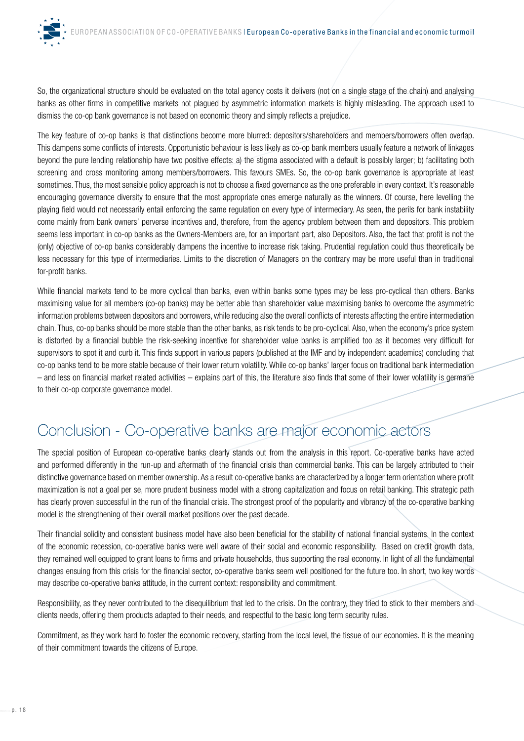So, the organizational structure should be evaluated on the total agency costs it delivers (not on a single stage of the chain) and analysing banks as other firms in competitive markets not plagued by asymmetric information markets is highly misleading. The approach used to dismiss the co-op bank governance is not based on economic theory and simply reflects a prejudice.

The key feature of co-op banks is that distinctions become more blurred: depositors/shareholders and members/borrowers often overlap. This dampens some conflicts of interests. Opportunistic behaviour is less likely as co-op bank members usually feature a network of linkages beyond the pure lending relationship have two positive effects: a) the stigma associated with a default is possibly larger; b) facilitating both screening and cross monitoring among members/borrowers. This favours SMEs. So, the co-op bank governance is appropriate at least sometimes. Thus, the most sensible policy approach is not to choose a fixed governance as the one preferable in every context. It's reasonable encouraging governance diversity to ensure that the most appropriate ones emerge naturally as the winners. Of course, here levelling the playing field would not necessarily entail enforcing the same regulation on every type of intermediary. As seen, the perils for bank instability come mainly from bank owners' perverse incentives and, therefore, from the agency problem between them and depositors. This problem seems less important in co-op banks as the Owners-Members are, for an important part, also Depositors. Also, the fact that profit is not the (only) objective of co-op banks considerably dampens the incentive to increase risk taking. Prudential regulation could thus theoretically be less necessary for this type of intermediaries. Limits to the discretion of Managers on the contrary may be more useful than in traditional for-profit banks.

While financial markets tend to be more cyclical than banks, even within banks some types may be less pro-cyclical than others. Banks maximising value for all members (co-op banks) may be better able than shareholder value maximising banks to overcome the asymmetric information problems between depositors and borrowers, while reducing also the overall conflicts of interests affecting the entire intermediation chain. Thus, co-op banks should be more stable than the other banks, as risk tends to be pro-cyclical. Also, when the economy's price system is distorted by a financial bubble the risk-seeking incentive for shareholder value banks is amplified too as it becomes very difficult for supervisors to spot it and curb it. This finds support in various papers (published at the IMF and by independent academics) concluding that co-op banks tend to be more stable because of their lower return volatility. While co-op banks' larger focus on traditional bank intermediation – and less on financial market related activities – explains part of this, the literature also finds that some of their lower volatility is germane to their co-op corporate governance model.

## Conclusion - Co-operative banks are major economic actors

The special position of European co-operative banks clearly stands out from the analysis in this report. Co-operative banks have acted and performed differently in the run-up and aftermath of the financial crisis than commercial banks. This can be largely attributed to their distinctive governance based on member ownership. As a result co-operative banks are characterized by a longer term orientation where profit maximization is not a goal per se, more prudent business model with a strong capitalization and focus on retail banking. This strategic path has clearly proven successful in the run of the financial crisis. The strongest proof of the popularity and vibrancy of the co-operative banking model is the strengthening of their overall market positions over the past decade.

Their financial solidity and consistent business model have also been beneficial for the stability of national financial systems. In the context of the economic recession, co-operative banks were well aware of their social and economic responsibility. Based on credit growth data, they remained well equipped to grant loans to firms and private households, thus supporting the real economy. In light of all the fundamental changes ensuing from this crisis for the financial sector, co-operative banks seem well positioned for the future too. In short, two key words may describe co-operative banks attitude, in the current context: responsibility and commitment.

Responsibility, as they never contributed to the disequilibrium that led to the crisis. On the contrary, they tried to stick to their members and clients needs, offering them products adapted to their needs, and respectful to the basic long term security rules.

Commitment, as they work hard to foster the economic recovery, starting from the local level, the tissue of our economies. It is the meaning of their commitment towards the citizens of Europe.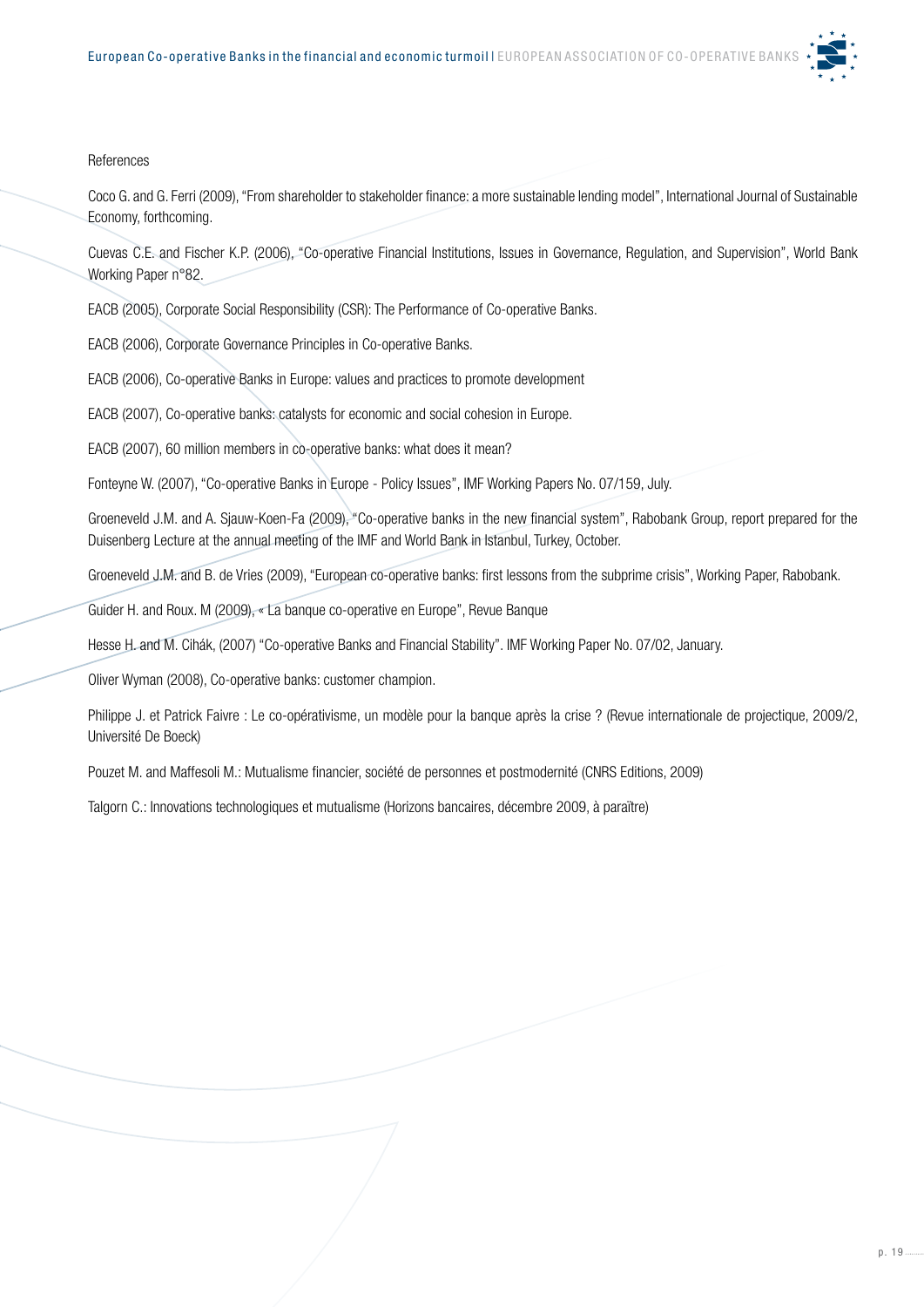References

Coco G. and G. Ferri (2009), "From shareholder to stakeholder finance: a more sustainable lending model", International Journal of Sustainable Economy, forthcoming.

Cuevas C.E. and Fischer K.P. (2006), "Co-operative Financial Institutions, Issues in Governance, Regulation, and Supervision", World Bank Working Paper n°82.

EACB (2005), Corporate Social Responsibility (CSR): The Performance of Co-operative Banks.

EACB (2006), Corporate Governance Principles in Co-operative Banks.

EACB (2006), Co-operative Banks in Europe: values and practices to promote development

EACB (2007), Co-operative banks: catalysts for economic and social cohesion in Europe.

EACB (2007), 60 million members in co-operative banks: what does it mean?

Fonteyne W. (2007), "Co-operative Banks in Europe - Policy Issues", IMF Working Papers No. 07/159, July.

Groeneveld J.M. and A. Sjauw-Koen-Fa (2009), "Co-operative banks in the new financial system", Rabobank Group, report prepared for the Duisenberg Lecture at the annual meeting of the IMF and World Bank in Istanbul, Turkey, October.

Groeneveld J.M. and B. de Vries (2009), "European co-operative banks: first lessons from the subprime crisis", Working Paper, Rabobank.

Guider H. and Roux. M (2009), « La banque co-operative en Europe", Revue Banque

Hesse H. and M. Cihák, (2007) "Co-operative Banks and Financial Stability". IMF Working Paper No. 07/02, January.

Oliver Wyman (2008), Co-operative banks: customer champion.

Philippe J. et Patrick Faivre : Le co-opérativisme, un modèle pour la banque après la crise ? (Revue internationale de projectique, 2009/2, Université De Boeck)

Pouzet M. and Maffesoli M.: Mutualisme financier, société de personnes et postmodernité (CNRS Editions, 2009)

Talgorn C.: Innovations technologiques et mutualisme (Horizons bancaires, décembre 2009, à paraître)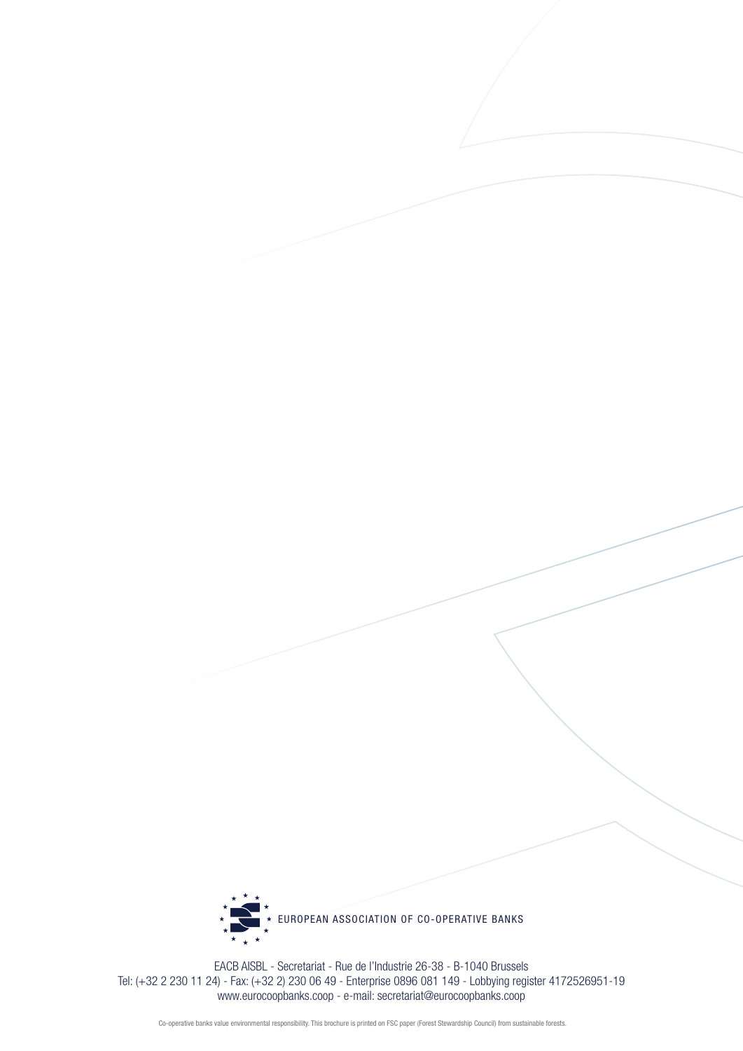EUROPEAN ASSOCIATION OF CO-OPERATIVE BANKS

EACB AISBL - Secretariat - Rue de l'Industrie 26-38 - B-1040 Brussels
Tel: (+32 2 230 11 24) - Fax: (+32 2) 230 06 49 - Enterprise 0896 081 149 - Lobbying register 4172526951-19
www.eurocoopbanks.coop - e-mail: secretariat@eurocoopbanks.coop

Co-operative banks value environmental responsibility. This brochure is printed on FSC paper (Forest Stewardship Council) from sustainable forests.